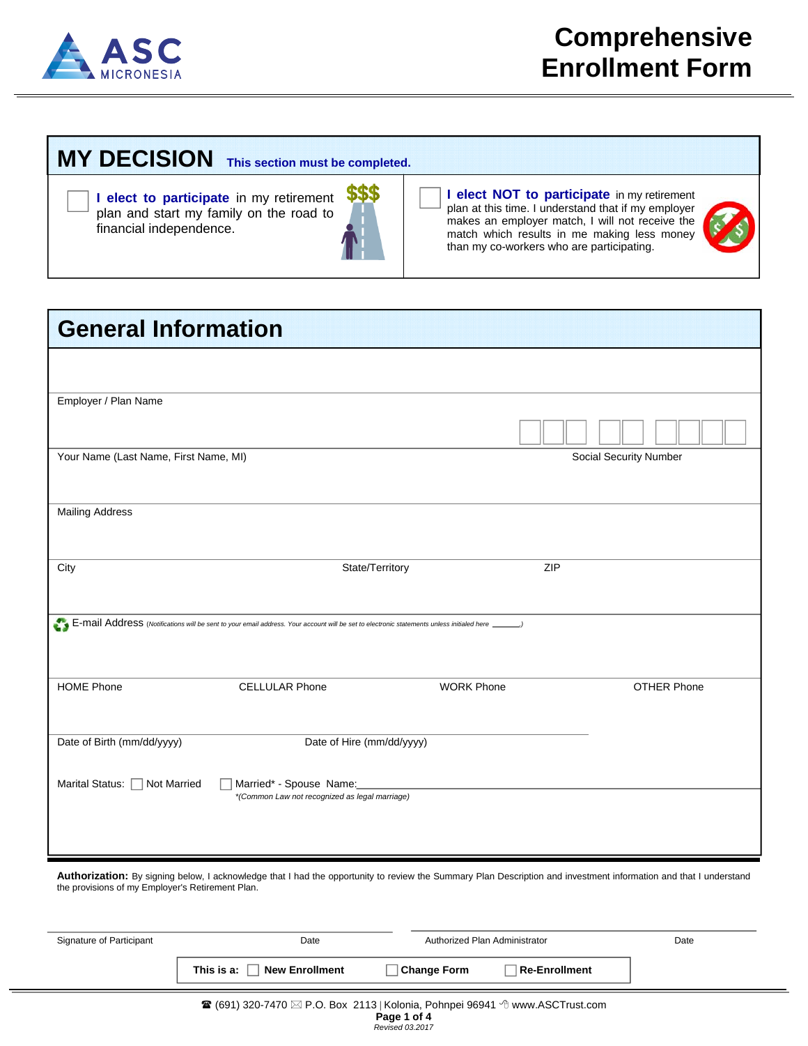ASC MICRONESIA

# Comprehensive Enrollment Form

## MY DECISION This section must be completed.

☐ **I elect to participate** in my retirement plan and start my family on the road to financial independence.

☐ **I elect NOT to participate** in my retirement plan at this time. I understand that if my employer makes an employer match, I will not receive the match which results in me making less money than my co-workers who are participating.

## General Information

Employer / Plan Name

Your Name (Last Name, First Name, MI) Social Security Number

Mailing Address

City State/Territory ZIP

E-mail Address *(Notifications will be sent to your email address. Your account will be set to electronic statements unless initialed here ______)*

HOME Phone CELLULAR Phone WORK Phone OTHER Phone

Date of Birth (mm/dd/yyyy) Date of Hire (mm/dd/yyyy)

Marital Status: ☐ Not Married ☐ Married* - Spouse Name:________________________

*\*(Common Law not recognized as legal marriage)*

**Authorization:** By signing below, I acknowledge that I had the opportunity to review the Summary Plan Description and investment information and that I understand the provisions of my Employer's Retirement Plan.

Signature of Participant Date Authorized Plan Administrator Date

**This is a:** ☐ **New Enrollment** ☐ **Change Form** ☐ **Re-Enrollment**

☎ (691) 320-7470 ✉ P.O. Box 2113 | Kolonia, Pohnpei 96941 www.ASCTrust.com

*Revised 03.2017*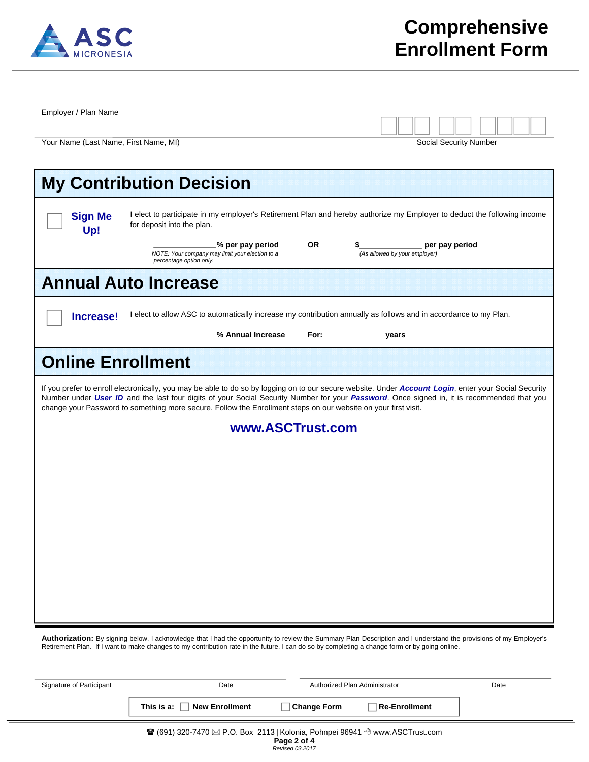ASC MICRONESIA

# Comprehensive Enrollment Form

Employer / Plan Name

Your Name (Last Name, First Name, MI) Social Security Number

## My Contribution Decision

☐ **Sign Me Up!**

I elect to participate in my employer's Retirement Plan and hereby authorize my Employer to deduct the following income for deposit into the plan.

______________**% per pay period** **OR** **$**______________ **per pay period**

*NOTE: Your company may limit your election to a percentage option only.* *(As allowed by your employer)*

## Annual Auto Increase

☐ **Increase!**

I elect to allow ASC to automatically increase my contribution annually as follows and in accordance to my Plan.

______________**% Annual Increase** **For:**______________**years**

## Online Enrollment

If you prefer to enroll electronically, you may be able to do so by logging on to our secure website. Under ***Account Login***, enter your Social Security Number under ***User ID*** and the last four digits of your Social Security Number for your ***Password***. Once signed in, it is recommended that you change your Password to something more secure. Follow the Enrollment steps on our website on your first visit.

**www.ASCTrust.com**

**Authorization:** By signing below, I acknowledge that I had the opportunity to review the Summary Plan Description and I understand the provisions of my Employer's Retirement Plan. If I want to make changes to my contribution rate in the future, I can do so by completing a change form or by going online.

Signature of Participant Date Authorized Plan Administrator Date

**This is a:** ☐ **New Enrollment** ☐ **Change Form** ☐ **Re-Enrollment**

☎ (691) 320-7470 ✉ P.O. Box 2113 | Kolonia, Pohnpei 96941 www.ASCTrust.com

*Revised 03.2017*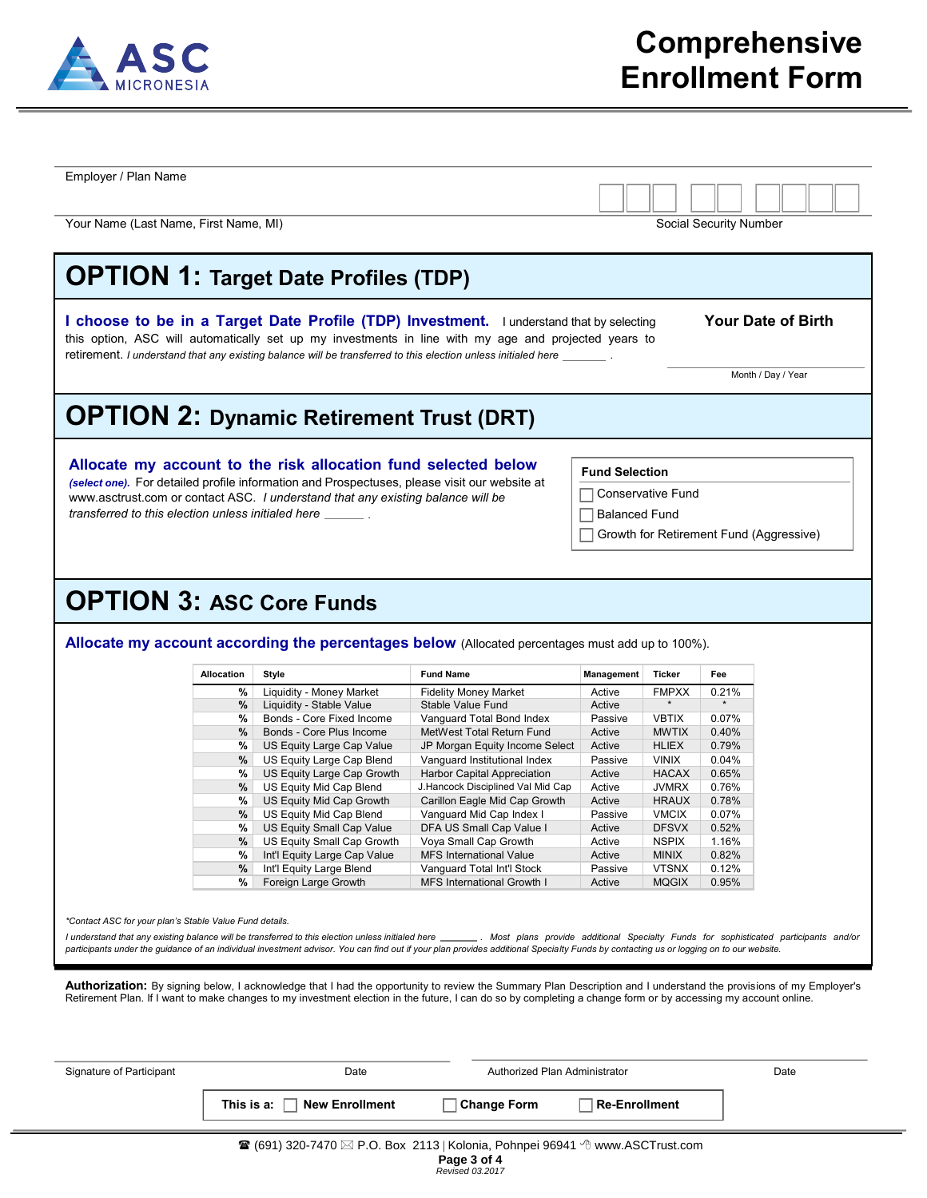# Comprehensive Enrollment Form

Employer / Plan Name

Your Name (Last Name, First Name, MI) | Social Security Number

## OPTION 1: Target Date Profiles (TDP)

**I choose to be in a Target Date Profile (TDP) Investment.** I understand that by selecting this option, ASC will automatically set up my investments in line with my age and projected years to retirement. *I understand that any existing balance will be transferred to this election unless initialed here _______ .*

**Your Date of Birth**

Month / Day / Year

## OPTION 2: Dynamic Retirement Trust (DRT)

**Allocate my account to the risk allocation fund selected below** ***(select one).*** For detailed profile information and Prospectuses, please visit our website at www.asctrust.com or contact ASC. *I understand that any existing balance will be transferred to this election unless initialed here ______ .*

**Fund Selection**

- ☐ Conservative Fund
- ☐ Balanced Fund
- ☐ Growth for Retirement Fund (Aggressive)

## OPTION 3: ASC Core Funds

**Allocate my account according the percentages below** (Allocated percentages must add up to 100%).

| Allocation | Style | Fund Name | Management | Ticker | Fee |
|---|---|---|---|---|---|
| % | Liquidity - Money Market | Fidelity Money Market | Active | FMPXX | 0.21% |
| % | Liquidity - Stable Value | Stable Value Fund | Active | * | * |
| % | Bonds - Core Fixed Income | Vanguard Total Bond Index | Passive | VBTIX | 0.07% |
| % | Bonds - Core Plus Income | MetWest Total Return Fund | Active | MWTIX | 0.40% |
| % | US Equity Large Cap Value | JP Morgan Equity Income Select | Active | HLIEX | 0.79% |
| % | US Equity Large Cap Blend | Vanguard Institutional Index | Passive | VINIX | 0.04% |
| % | US Equity Large Cap Growth | Harbor Capital Appreciation | Active | HACAX | 0.65% |
| % | US Equity Mid Cap Blend | J.Hancock Disciplined Val Mid Cap | Active | JVMRX | 0.76% |
| % | US Equity Mid Cap Growth | Carillon Eagle Mid Cap Growth | Active | HRAUX | 0.78% |
| % | US Equity Mid Cap Blend | Vanguard Mid Cap Index I | Passive | VMCIX | 0.07% |
| % | US Equity Small Cap Value | DFA US Small Cap Value I | Active | DFSVX | 0.52% |
| % | US Equity Small Cap Growth | Voya Small Cap Growth | Active | NSPIX | 1.16% |
| % | Int'l Equity Large Cap Value | MFS International Value | Active | MINIX | 0.82% |
| % | Int'l Equity Large Blend | Vanguard Total Int'l Stock | Passive | VTSNX | 0.12% |
| % | Foreign Large Growth | MFS International Growth I | Active | MQGIX | 0.95% |

*\*Contact ASC for your plan's Stable Value Fund details.*

*I understand that any existing balance will be transferred to this election unless initialed here _______ . Most plans provide additional Specialty Funds for sophisticated participants and/or participants under the guidance of an individual investment advisor. You can find out if your plan provides additional Specialty Funds by contacting us or logging on to our website.*

**Authorization:** By signing below, I acknowledge that I had the opportunity to review the Summary Plan Description and I understand the provisions of my Employer's Retirement Plan. If I want to make changes to my investment election in the future, I can do so by completing a change form or by accessing my account online.

Signature of Participant | Date | Authorized Plan Administrator | Date

**This is a:** ☐ **New Enrollment** ☐ **Change Form** ☐ **Re-Enrollment**

☎ (691) 320-7470 ✉ P.O. Box 2113 | Kolonia, Pohnpei 96941 www.ASCTrust.com

*Revised 03.2017*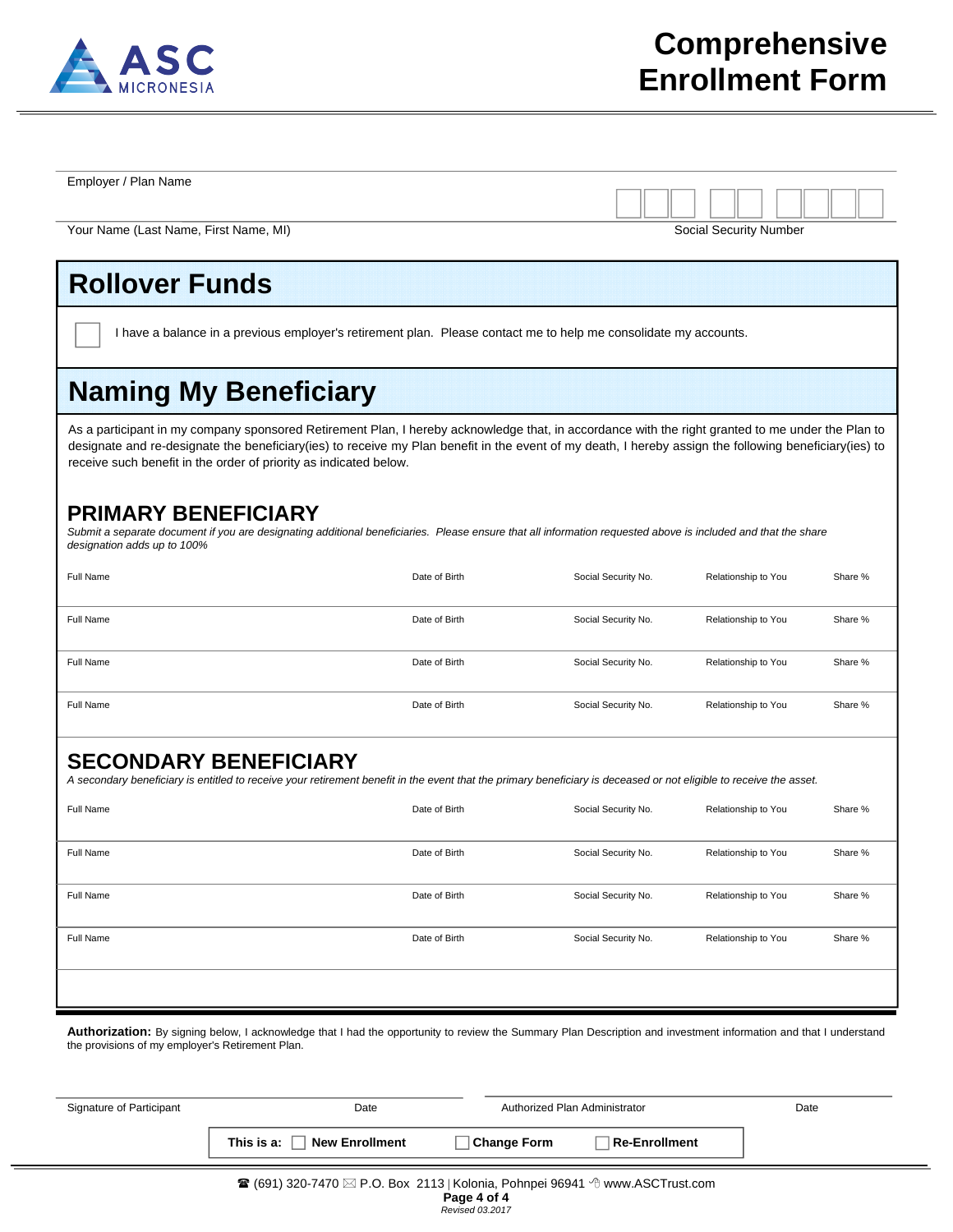# Comprehensive Enrollment Form

Employer / Plan Name

Your Name (Last Name, First Name, MI) | Social Security Number

## Rollover Funds

☐ I have a balance in a previous employer's retirement plan. Please contact me to help me consolidate my accounts.

## Naming My Beneficiary

As a participant in my company sponsored Retirement Plan, I hereby acknowledge that, in accordance with the right granted to me under the Plan to designate and re-designate the beneficiary(ies) to receive my Plan benefit in the event of my death, I hereby assign the following beneficiary(ies) to receive such benefit in the order of priority as indicated below.

### PRIMARY BENEFICIARY

*Submit a separate document if you are designating additional beneficiaries. Please ensure that all information requested above is included and that the share designation adds up to 100%*

| Full Name | Date of Birth | Social Security No. | Relationship to You | Share % |
|---|---|---|---|---|
| | | | | |
| | | | | |
| | | | | |
| | | | | |

### SECONDARY BENEFICIARY

*A secondary beneficiary is entitled to receive your retirement benefit in the event that the primary beneficiary is deceased or not eligible to receive the asset.*

| Full Name | Date of Birth | Social Security No. | Relationship to You | Share % |
|---|---|---|---|---|
| | | | | |
| | | | | |
| | | | | |
| | | | | |

**Authorization:** By signing below, I acknowledge that I had the opportunity to review the Summary Plan Description and investment information and that I understand the provisions of my employer's Retirement Plan.

Signature of Participant | Date | Authorized Plan Administrator | Date

**This is a:** ☐ **New Enrollment** ☐ **Change Form** ☐ **Re-Enrollment**

☎ (691) 320-7470 ✉ P.O. Box 2113 | Kolonia, Pohnpei 96941 www.ASCTrust.com

*Revised 03.2017*